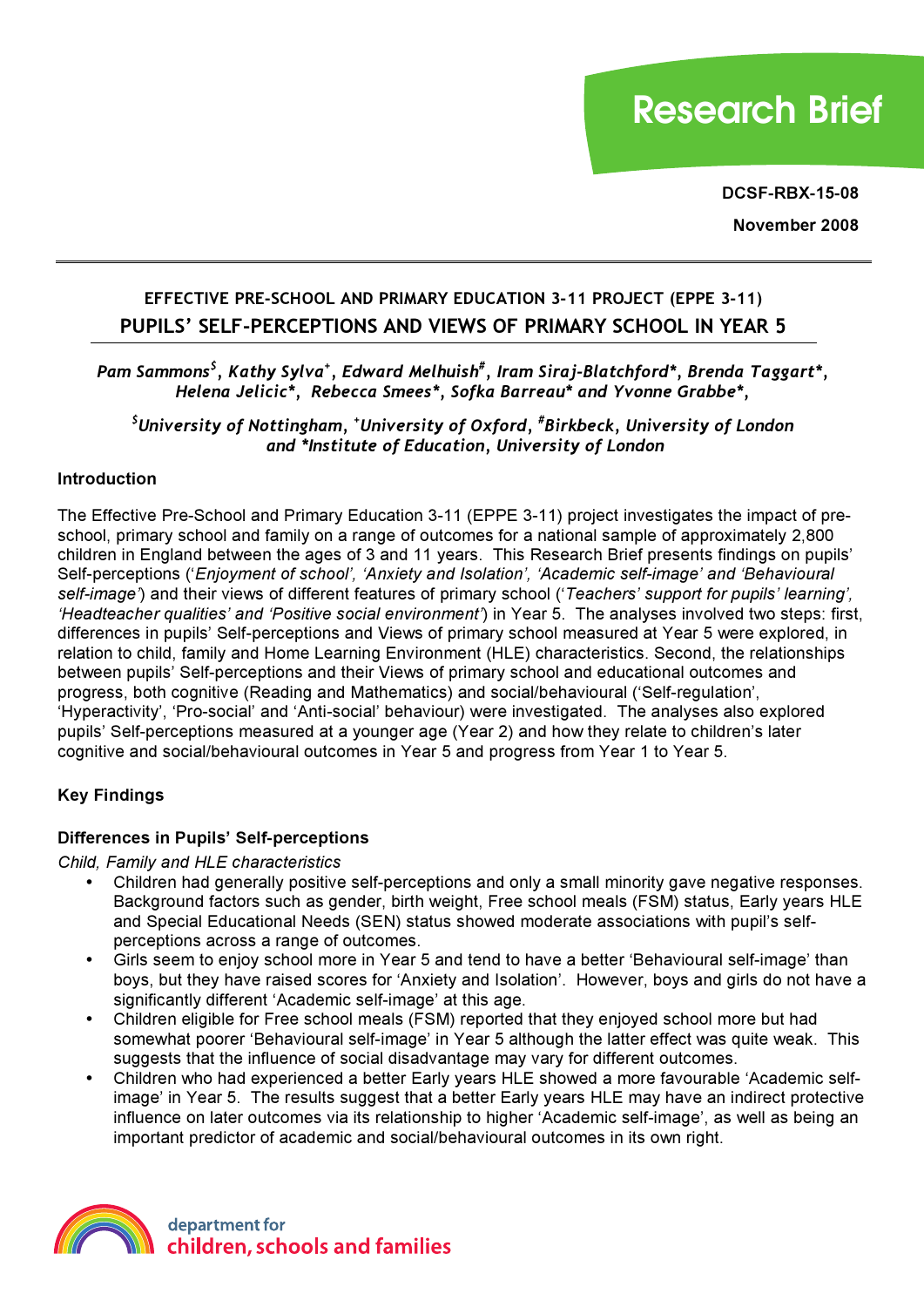Research Brief

**DCSF-RBX-15-08**

**November 2008**

---

## EFFECTIVE PRE-SCHOOL AND PRIMARY EDUCATION 3-11 PROJECT (EPPE 3-11)

## PUPILS' SELF-PERCEPTIONS AND VIEWS OF PRIMARY SCHOOL IN YEAR 5

***Pam Sammons[$], Kathy Sylva[+], Edward Melhuish[#], Iram Siraj-Blatchford\*, Brenda Taggart\*, Helena Jelicic\*, Rebecca Smees\*, Sofka Barreau\* and Yvonne Grabbe\****

***[$]University of Nottingham, [+]University of Oxford, [#]Birkbeck, University of London and \*Institute of Education, University of London***

### Introduction

The Effective Pre-School and Primary Education 3-11 (EPPE 3-11) project investigates the impact of pre-school, primary school and family on a range of outcomes for a national sample of approximately 2,800 children in England between the ages of 3 and 11 years. This Research Brief presents findings on pupils' Self-perceptions (*'Enjoyment of school', 'Anxiety and Isolation', 'Academic self-image' and 'Behavioural self-image'*) and their views of different features of primary school (*'Teachers' support for pupils' learning', 'Headteacher qualities' and 'Positive social environment'*) in Year 5. The analyses involved two steps: first, differences in pupils' Self-perceptions and Views of primary school measured at Year 5 were explored, in relation to child, family and Home Learning Environment (HLE) characteristics. Second, the relationships between pupils' Self-perceptions and their Views of primary school and educational outcomes and progress, both cognitive (Reading and Mathematics) and social/behavioural ('Self-regulation', 'Hyperactivity', 'Pro-social' and 'Anti-social' behaviour) were investigated. The analyses also explored pupils' Self-perceptions measured at a younger age (Year 2) and how they relate to children's later cognitive and social/behavioural outcomes in Year 5 and progress from Year 1 to Year 5.

### Key Findings

### Differences in Pupils' Self-perceptions

*Child, Family and HLE characteristics*

- Children had generally positive self-perceptions and only a small minority gave negative responses. Background factors such as gender, birth weight, Free school meals (FSM) status, Early years HLE and Special Educational Needs (SEN) status showed moderate associations with pupil's self-perceptions across a range of outcomes.
- Girls seem to enjoy school more in Year 5 and tend to have a better 'Behavioural self-image' than boys, but they have raised scores for 'Anxiety and Isolation'. However, boys and girls do not have a significantly different 'Academic self-image' at this age.
- Children eligible for Free school meals (FSM) reported that they enjoyed school more but had somewhat poorer 'Behavioural self-image' in Year 5 although the latter effect was quite weak. This suggests that the influence of social disadvantage may vary for different outcomes.
- Children who had experienced a better Early years HLE showed a more favourable 'Academic self-image' in Year 5. The results suggest that a better Early years HLE may have an indirect protective influence on later outcomes via its relationship to higher 'Academic self-image', as well as being an important predictor of academic and social/behavioural outcomes in its own right.

department for children, schools and families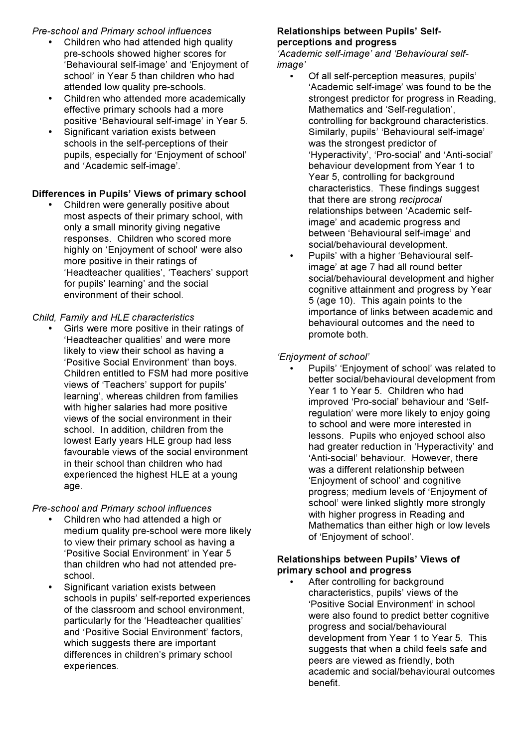*Pre-school and Primary school influences*

- Children who had attended high quality pre-schools showed higher scores for 'Behavioural self-image' and 'Enjoyment of school' in Year 5 than children who had attended low quality pre-schools.
- Children who attended more academically effective primary schools had a more positive 'Behavioural self-image' in Year 5.
- Significant variation exists between schools in the self-perceptions of their pupils, especially for 'Enjoyment of school' and 'Academic self-image'.

**Differences in Pupils' Views of primary school**

- Children were generally positive about most aspects of their primary school, with only a small minority giving negative responses. Children who scored more highly on 'Enjoyment of school' were also more positive in their ratings of 'Headteacher qualities', 'Teachers' support for pupils' learning' and the social environment of their school.

*Child, Family and HLE characteristics*

- Girls were more positive in their ratings of 'Headteacher qualities' and were more likely to view their school as having a 'Positive Social Environment' than boys. Children entitled to FSM had more positive views of 'Teachers' support for pupils' learning', whereas children from families with higher salaries had more positive views of the social environment in their school. In addition, children from the lowest Early years HLE group had less favourable views of the social environment in their school than children who had experienced the highest HLE at a young age.

*Pre-school and Primary school influences*

- Children who had attended a high or medium quality pre-school were more likely to view their primary school as having a 'Positive Social Environment' in Year 5 than children who had not attended pre-school.
- Significant variation exists between schools in pupils' self-reported experiences of the classroom and school environment, particularly for the 'Headteacher qualities' and 'Positive Social Environment' factors, which suggests there are important differences in children's primary school experiences.

**Relationships between Pupils' Self-perceptions and progress**

*'Academic self-image' and 'Behavioural self-image'*

- Of all self-perception measures, pupils' 'Academic self-image' was found to be the strongest predictor for progress in Reading, Mathematics and 'Self-regulation', controlling for background characteristics. Similarly, pupils' 'Behavioural self-image' was the strongest predictor of 'Hyperactivity', 'Pro-social' and 'Anti-social' behaviour development from Year 1 to Year 5, controlling for background characteristics. These findings suggest that there are strong *reciprocal* relationships between 'Academic self-image' and academic progress and between 'Behavioural self-image' and social/behavioural development.
- Pupils' with a higher 'Behavioural self-image' at age 7 had all round better social/behavioural development and higher cognitive attainment and progress by Year 5 (age 10). This again points to the importance of links between academic and behavioural outcomes and the need to promote both.

*'Enjoyment of school'*

- Pupils' 'Enjoyment of school' was related to better social/behavioural development from Year 1 to Year 5. Children who had improved 'Pro-social' behaviour and 'Self-regulation' were more likely to enjoy going to school and were more interested in lessons. Pupils who enjoyed school also had greater reduction in 'Hyperactivity' and 'Anti-social' behaviour. However, there was a different relationship between 'Enjoyment of school' and cognitive progress; medium levels of 'Enjoyment of school' were linked slightly more strongly with higher progress in Reading and Mathematics than either high or low levels of 'Enjoyment of school'.

**Relationships between Pupils' Views of primary school and progress**

- After controlling for background characteristics, pupils' views of the 'Positive Social Environment' in school were also found to predict better cognitive progress and social/behavioural development from Year 1 to Year 5. This suggests that when a child feels safe and peers are viewed as friendly, both academic and social/behavioural outcomes benefit.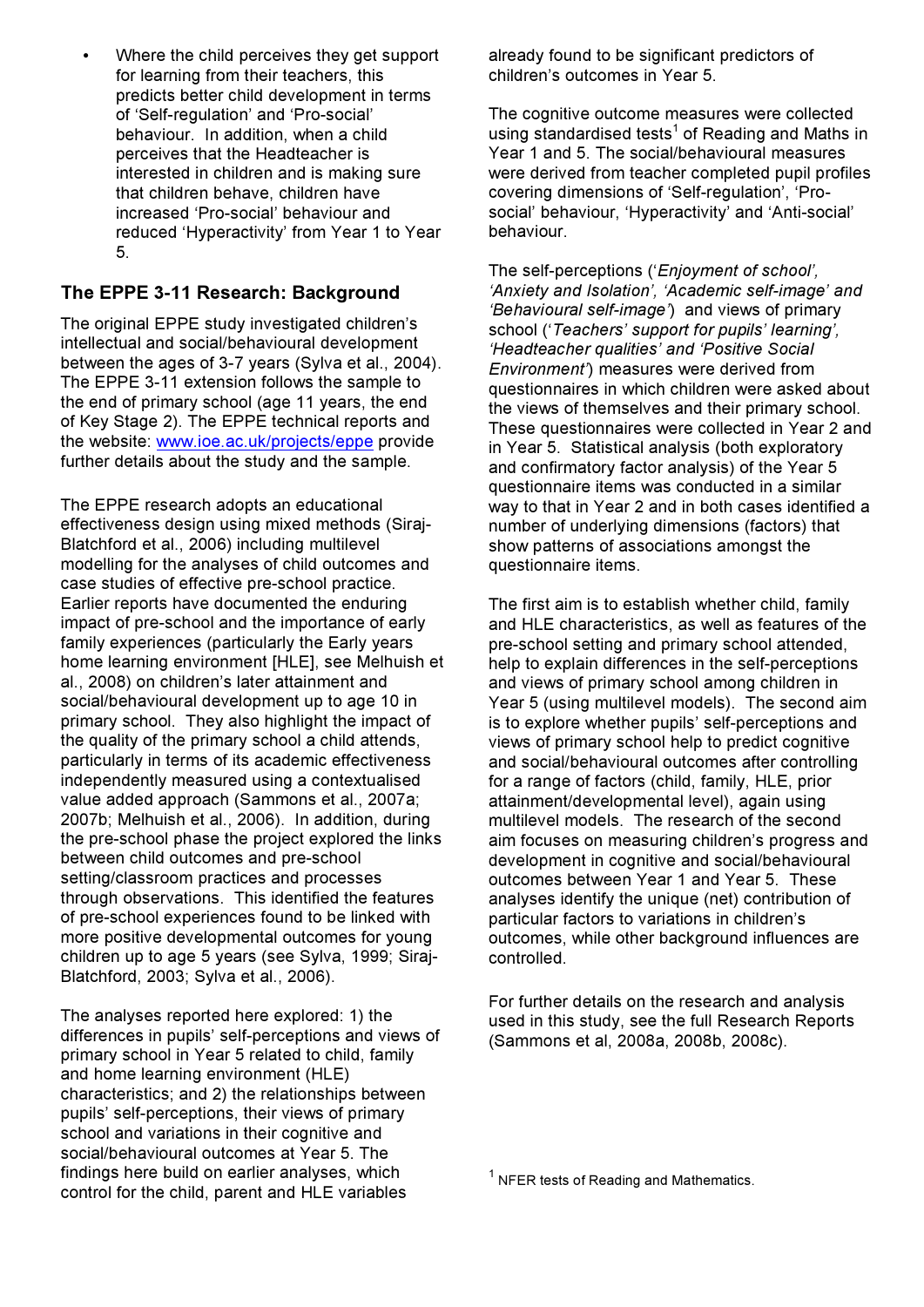- Where the child perceives they get support for learning from their teachers, this predicts better child development in terms of 'Self-regulation' and 'Pro-social' behaviour. In addition, when a child perceives that the Headteacher is interested in children and is making sure that children behave, children have increased 'Pro-social' behaviour and reduced 'Hyperactivity' from Year 1 to Year 5.

## The EPPE 3-11 Research: Background

The original EPPE study investigated children's intellectual and social/behavioural development between the ages of 3-7 years (Sylva et al., 2004). The EPPE 3-11 extension follows the sample to the end of primary school (age 11 years, the end of Key Stage 2). The EPPE technical reports and the website: www.ioe.ac.uk/projects/eppe provide further details about the study and the sample.

The EPPE research adopts an educational effectiveness design using mixed methods (Siraj-Blatchford et al., 2006) including multilevel modelling for the analyses of child outcomes and case studies of effective pre-school practice. Earlier reports have documented the enduring impact of pre-school and the importance of early family experiences (particularly the Early years home learning environment [HLE], see Melhuish et al., 2008) on children's later attainment and social/behavioural development up to age 10 in primary school. They also highlight the impact of the quality of the primary school a child attends, particularly in terms of its academic effectiveness independently measured using a contextualised value added approach (Sammons et al., 2007a; 2007b; Melhuish et al., 2006). In addition, during the pre-school phase the project explored the links between child outcomes and pre-school setting/classroom practices and processes through observations. This identified the features of pre-school experiences found to be linked with more positive developmental outcomes for young children up to age 5 years (see Sylva, 1999; Siraj-Blatchford, 2003; Sylva et al., 2006).

The analyses reported here explored: 1) the differences in pupils' self-perceptions and views of primary school in Year 5 related to child, family and home learning environment (HLE) characteristics; and 2) the relationships between pupils' self-perceptions, their views of primary school and variations in their cognitive and social/behavioural outcomes at Year 5. The findings here build on earlier analyses, which control for the child, parent and HLE variables already found to be significant predictors of children's outcomes in Year 5.

The cognitive outcome measures were collected using standardised tests[1] of Reading and Maths in Year 1 and 5. The social/behavioural measures were derived from teacher completed pupil profiles covering dimensions of 'Self-regulation', 'Pro-social' behaviour, 'Hyperactivity' and 'Anti-social' behaviour.

The self-perceptions (*'Enjoyment of school', 'Anxiety and Isolation', 'Academic self-image' and 'Behavioural self-image'*) and views of primary school (*'Teachers' support for pupils' learning', 'Headteacher qualities' and 'Positive Social Environment'*) measures were derived from questionnaires in which children were asked about the views of themselves and their primary school. These questionnaires were collected in Year 2 and in Year 5. Statistical analysis (both exploratory and confirmatory factor analysis) of the Year 5 questionnaire items was conducted in a similar way to that in Year 2 and in both cases identified a number of underlying dimensions (factors) that show patterns of associations amongst the questionnaire items.

The first aim is to establish whether child, family and HLE characteristics, as well as features of the pre-school setting and primary school attended, help to explain differences in the self-perceptions and views of primary school among children in Year 5 (using multilevel models). The second aim is to explore whether pupils' self-perceptions and views of primary school help to predict cognitive and social/behavioural outcomes after controlling for a range of factors (child, family, HLE, prior attainment/developmental level), again using multilevel models. The research of the second aim focuses on measuring children's progress and development in cognitive and social/behavioural outcomes between Year 1 and Year 5. These analyses identify the unique (net) contribution of particular factors to variations in children's outcomes, while other background influences are controlled.

For further details on the research and analysis used in this study, see the full Research Reports (Sammons et al, 2008a, 2008b, 2008c).

[1] NFER tests of Reading and Mathematics.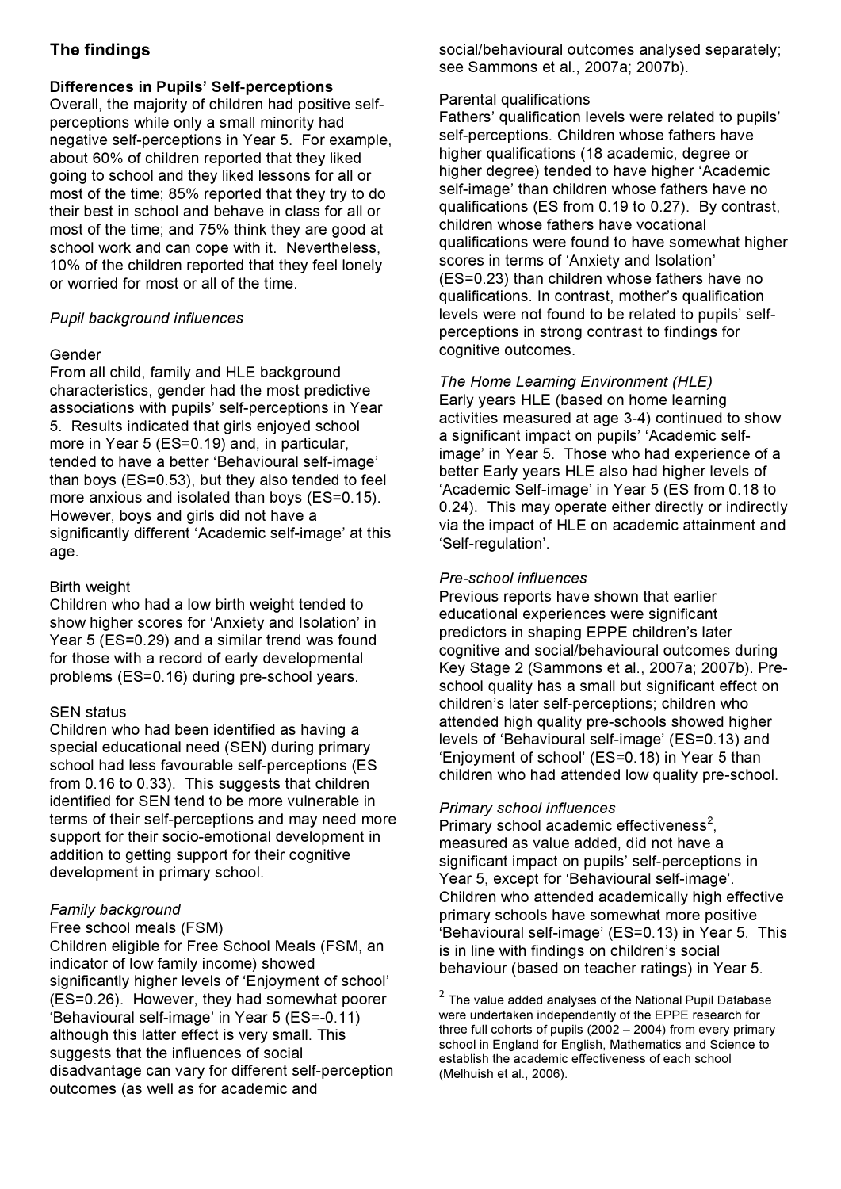## The findings

### Differences in Pupils' Self-perceptions

Overall, the majority of children had positive self-perceptions while only a small minority had negative self-perceptions in Year 5. For example, about 60% of children reported that they liked going to school and they liked lessons for all or most of the time; 85% reported that they try to do their best in school and behave in class for all or most of the time; and 75% think they are good at school work and can cope with it. Nevertheless, 10% of the children reported that they feel lonely or worried for most or all of the time.

*Pupil background influences*

Gender

From all child, family and HLE background characteristics, gender had the most predictive associations with pupils' self-perceptions in Year 5. Results indicated that girls enjoyed school more in Year 5 (ES=0.19) and, in particular, tended to have a better 'Behavioural self-image' than boys (ES=0.53), but they also tended to feel more anxious and isolated than boys (ES=0.15). However, boys and girls did not have a significantly different 'Academic self-image' at this age.

Birth weight

Children who had a low birth weight tended to show higher scores for 'Anxiety and Isolation' in Year 5 (ES=0.29) and a similar trend was found for those with a record of early developmental problems (ES=0.16) during pre-school years.

SEN status

Children who had been identified as having a special educational need (SEN) during primary school had less favourable self-perceptions (ES from 0.16 to 0.33). This suggests that children identified for SEN tend to be more vulnerable in terms of their self-perceptions and may need more support for their socio-emotional development in addition to getting support for their cognitive development in primary school.

*Family background*

Free school meals (FSM)

Children eligible for Free School Meals (FSM, an indicator of low family income) showed significantly higher levels of 'Enjoyment of school' (ES=0.26). However, they had somewhat poorer 'Behavioural self-image' in Year 5 (ES=-0.11) although this latter effect is very small. This suggests that the influences of social disadvantage can vary for different self-perception outcomes (as well as for academic and social/behavioural outcomes analysed separately; see Sammons et al., 2007a; 2007b).

Parental qualifications

Fathers' qualification levels were related to pupils' self-perceptions. Children whose fathers have higher qualifications (18 academic, degree or higher degree) tended to have higher 'Academic self-image' than children whose fathers have no qualifications (ES from 0.19 to 0.27). By contrast, children whose fathers have vocational qualifications were found to have somewhat higher scores in terms of 'Anxiety and Isolation' (ES=0.23) than children whose fathers have no qualifications. In contrast, mother's qualification levels were not found to be related to pupils' self-perceptions in strong contrast to findings for cognitive outcomes.

*The Home Learning Environment (HLE)*

Early years HLE (based on home learning activities measured at age 3-4) continued to show a significant impact on pupils' 'Academic self-image' in Year 5. Those who had experience of a better Early years HLE also had higher levels of 'Academic Self-image' in Year 5 (ES from 0.18 to 0.24). This may operate either directly or indirectly via the impact of HLE on academic attainment and 'Self-regulation'.

*Pre-school influences*

Previous reports have shown that earlier educational experiences were significant predictors in shaping EPPE children's later cognitive and social/behavioural outcomes during Key Stage 2 (Sammons et al., 2007a; 2007b). Pre-school quality has a small but significant effect on children's later self-perceptions; children who attended high quality pre-schools showed higher levels of 'Behavioural self-image' (ES=0.13) and 'Enjoyment of school' (ES=0.18) in Year 5 than children who had attended low quality pre-school.

*Primary school influences*

Primary school academic effectiveness[2], measured as value added, did not have a significant impact on pupils' self-perceptions in Year 5, except for 'Behavioural self-image'. Children who attended academically high effective primary schools have somewhat more positive 'Behavioural self-image' (ES=0.13) in Year 5. This is in line with findings on children's social behaviour (based on teacher ratings) in Year 5.

[2] The value added analyses of the National Pupil Database were undertaken independently of the EPPE research for three full cohorts of pupils (2002 – 2004) from every primary school in England for English, Mathematics and Science to establish the academic effectiveness of each school (Melhuish et al., 2006).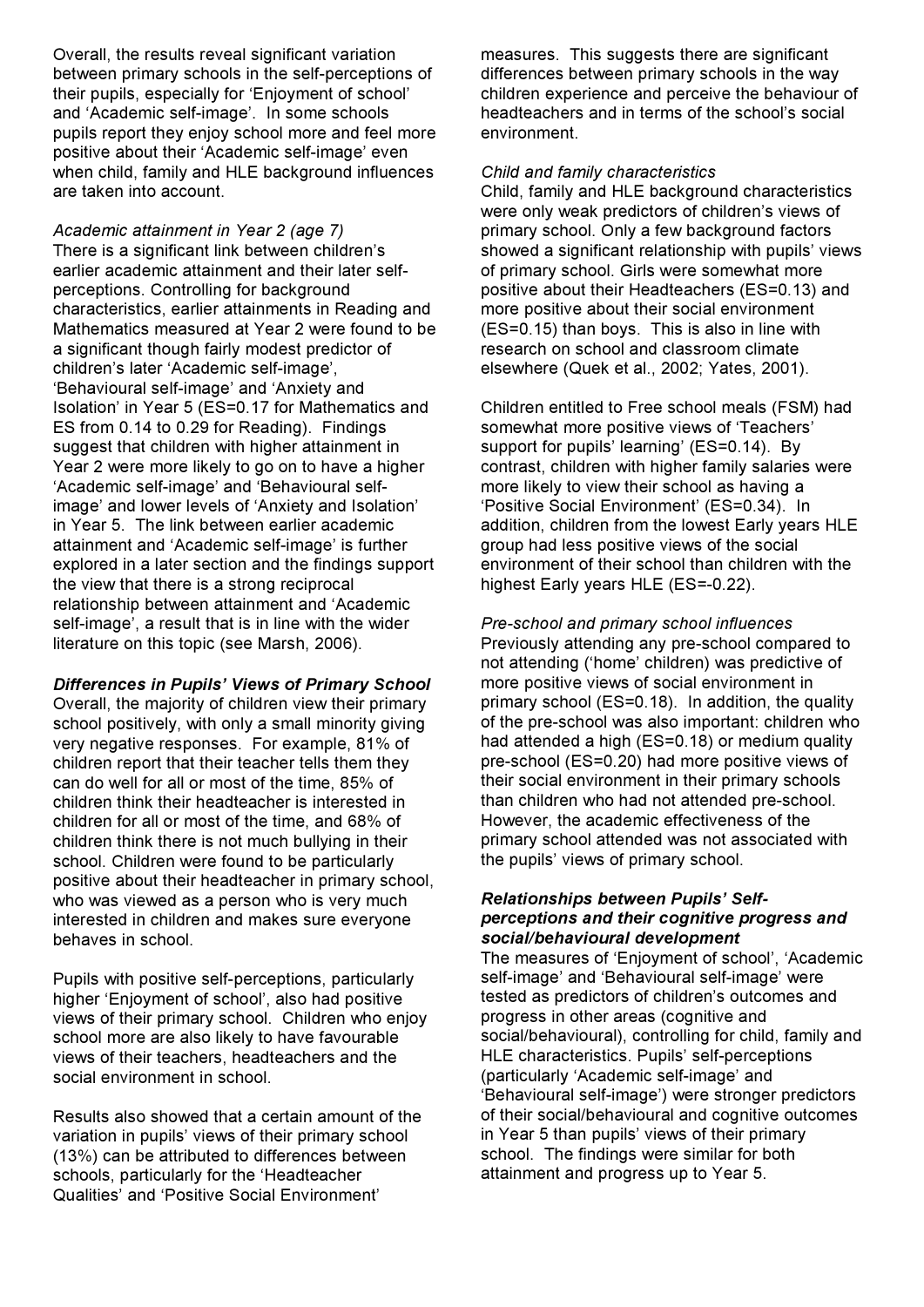Overall, the results reveal significant variation between primary schools in the self-perceptions of their pupils, especially for 'Enjoyment of school' and 'Academic self-image'. In some schools pupils report they enjoy school more and feel more positive about their 'Academic self-image' even when child, family and HLE background influences are taken into account.

*Academic attainment in Year 2 (age 7)*

There is a significant link between children's earlier academic attainment and their later self-perceptions. Controlling for background characteristics, earlier attainments in Reading and Mathematics measured at Year 2 were found to be a significant though fairly modest predictor of children's later 'Academic self-image', 'Behavioural self-image' and 'Anxiety and Isolation' in Year 5 (ES=0.17 for Mathematics and ES from 0.14 to 0.29 for Reading). Findings suggest that children with higher attainment in Year 2 were more likely to go on to have a higher 'Academic self-image' and 'Behavioural self-image' and lower levels of 'Anxiety and Isolation' in Year 5. The link between earlier academic attainment and 'Academic self-image' is further explored in a later section and the findings support the view that there is a strong reciprocal relationship between attainment and 'Academic self-image', a result that is in line with the wider literature on this topic (see Marsh, 2006).

***Differences in Pupils' Views of Primary School***

Overall, the majority of children view their primary school positively, with only a small minority giving very negative responses. For example, 81% of children report that their teacher tells them they can do well for all or most of the time, 85% of children think their headteacher is interested in children for all or most of the time, and 68% of children think there is not much bullying in their school. Children were found to be particularly positive about their headteacher in primary school, who was viewed as a person who is very much interested in children and makes sure everyone behaves in school.

Pupils with positive self-perceptions, particularly higher 'Enjoyment of school', also had positive views of their primary school. Children who enjoy school more are also likely to have favourable views of their teachers, headteachers and the social environment in school.

Results also showed that a certain amount of the variation in pupils' views of their primary school (13%) can be attributed to differences between schools, particularly for the 'Headteacher Qualities' and 'Positive Social Environment' measures. This suggests there are significant differences between primary schools in the way children experience and perceive the behaviour of headteachers and in terms of the school's social environment.

*Child and family characteristics*

Child, family and HLE background characteristics were only weak predictors of children's views of primary school. Only a few background factors showed a significant relationship with pupils' views of primary school. Girls were somewhat more positive about their Headteachers (ES=0.13) and more positive about their social environment (ES=0.15) than boys. This is also in line with research on school and classroom climate elsewhere (Quek et al., 2002; Yates, 2001).

Children entitled to Free school meals (FSM) had somewhat more positive views of 'Teachers' support for pupils' learning' (ES=0.14). By contrast, children with higher family salaries were more likely to view their school as having a 'Positive Social Environment' (ES=0.34). In addition, children from the lowest Early years HLE group had less positive views of the social environment of their school than children with the highest Early years HLE (ES=-0.22).

*Pre-school and primary school influences*

Previously attending any pre-school compared to not attending ('home' children) was predictive of more positive views of social environment in primary school (ES=0.18). In addition, the quality of the pre-school was also important: children who had attended a high (ES=0.18) or medium quality pre-school (ES=0.20) had more positive views of their social environment in their primary schools than children who had not attended pre-school. However, the academic effectiveness of the primary school attended was not associated with the pupils' views of primary school.

***Relationships between Pupils' Self-perceptions and their cognitive progress and social/behavioural development***

The measures of 'Enjoyment of school', 'Academic self-image' and 'Behavioural self-image' were tested as predictors of children's outcomes and progress in other areas (cognitive and social/behavioural), controlling for child, family and HLE characteristics. Pupils' self-perceptions (particularly 'Academic self-image' and 'Behavioural self-image') were stronger predictors of their social/behavioural and cognitive outcomes in Year 5 than pupils' views of their primary school. The findings were similar for both attainment and progress up to Year 5.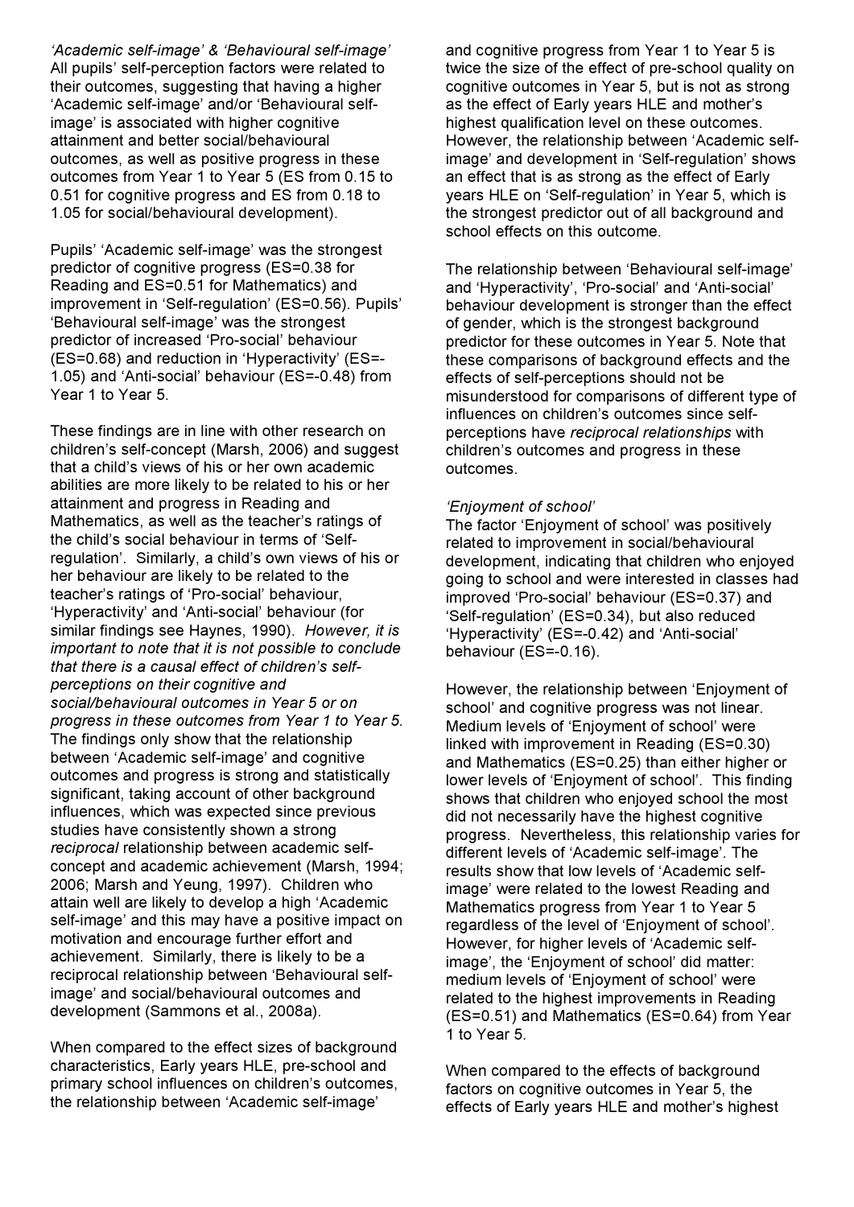*'Academic self-image' & 'Behavioural self-image'*
All pupils' self-perception factors were related to their outcomes, suggesting that having a higher 'Academic self-image' and/or 'Behavioural self-image' is associated with higher cognitive attainment and better social/behavioural outcomes, as well as positive progress in these outcomes from Year 1 to Year 5 (ES from 0.15 to 0.51 for cognitive progress and ES from 0.18 to 1.05 for social/behavioural development).

Pupils' 'Academic self-image' was the strongest predictor of cognitive progress (ES=0.38 for Reading and ES=0.51 for Mathematics) and improvement in 'Self-regulation' (ES=0.56). Pupils' 'Behavioural self-image' was the strongest predictor of increased 'Pro-social' behaviour (ES=0.68) and reduction in 'Hyperactivity' (ES=-1.05) and 'Anti-social' behaviour (ES=-0.48) from Year 1 to Year 5.

These findings are in line with other research on children's self-concept (Marsh, 2006) and suggest that a child's views of his or her own academic abilities are more likely to be related to his or her attainment and progress in Reading and Mathematics, as well as the teacher's ratings of the child's social behaviour in terms of 'Self-regulation'. Similarly, a child's own views of his or her behaviour are likely to be related to the teacher's ratings of 'Pro-social' behaviour, 'Hyperactivity' and 'Anti-social' behaviour (for similar findings see Haynes, 1990). *However, it is important to note that it is not possible to conclude that there is a causal effect of children's self-perceptions on their cognitive and social/behavioural outcomes in Year 5 or on progress in these outcomes from Year 1 to Year 5.* The findings only show that the relationship between 'Academic self-image' and cognitive outcomes and progress is strong and statistically significant, taking account of other background influences, which was expected since previous studies have consistently shown a strong *reciprocal* relationship between academic self-concept and academic achievement (Marsh, 1994; 2006; Marsh and Yeung, 1997). Children who attain well are likely to develop a high 'Academic self-image' and this may have a positive impact on motivation and encourage further effort and achievement. Similarly, there is likely to be a reciprocal relationship between 'Behavioural self-image' and social/behavioural outcomes and development (Sammons et al., 2008a).

When compared to the effect sizes of background characteristics, Early years HLE, pre-school and primary school influences on children's outcomes, the relationship between 'Academic self-image' and cognitive progress from Year 1 to Year 5 is twice the size of the effect of pre-school quality on cognitive outcomes in Year 5, but is not as strong as the effect of Early years HLE and mother's highest qualification level on these outcomes. However, the relationship between 'Academic self-image' and development in 'Self-regulation' shows an effect that is as strong as the effect of Early years HLE on 'Self-regulation' in Year 5, which is the strongest predictor out of all background and school effects on this outcome.

The relationship between 'Behavioural self-image' and 'Hyperactivity', 'Pro-social' and 'Anti-social' behaviour development is stronger than the effect of gender, which is the strongest background predictor for these outcomes in Year 5. Note that these comparisons of background effects and the effects of self-perceptions should not be misunderstood for comparisons of different type of influences on children's outcomes since self-perceptions have *reciprocal relationships* with children's outcomes and progress in these outcomes.

*'Enjoyment of school'*
The factor 'Enjoyment of school' was positively related to improvement in social/behavioural development, indicating that children who enjoyed going to school and were interested in classes had improved 'Pro-social' behaviour (ES=0.37) and 'Self-regulation' (ES=0.34), but also reduced 'Hyperactivity' (ES=-0.42) and 'Anti-social' behaviour (ES=-0.16).

However, the relationship between 'Enjoyment of school' and cognitive progress was not linear. Medium levels of 'Enjoyment of school' were linked with improvement in Reading (ES=0.30) and Mathematics (ES=0.25) than either higher or lower levels of 'Enjoyment of school'. This finding shows that children who enjoyed school the most did not necessarily have the highest cognitive progress. Nevertheless, this relationship varies for different levels of 'Academic self-image'. The results show that low levels of 'Academic self-image' were related to the lowest Reading and Mathematics progress from Year 1 to Year 5 regardless of the level of 'Enjoyment of school'. However, for higher levels of 'Academic self-image', the 'Enjoyment of school' did matter: medium levels of 'Enjoyment of school' were related to the highest improvements in Reading (ES=0.51) and Mathematics (ES=0.64) from Year 1 to Year 5.

When compared to the effects of background factors on cognitive outcomes in Year 5, the effects of Early years HLE and mother's highest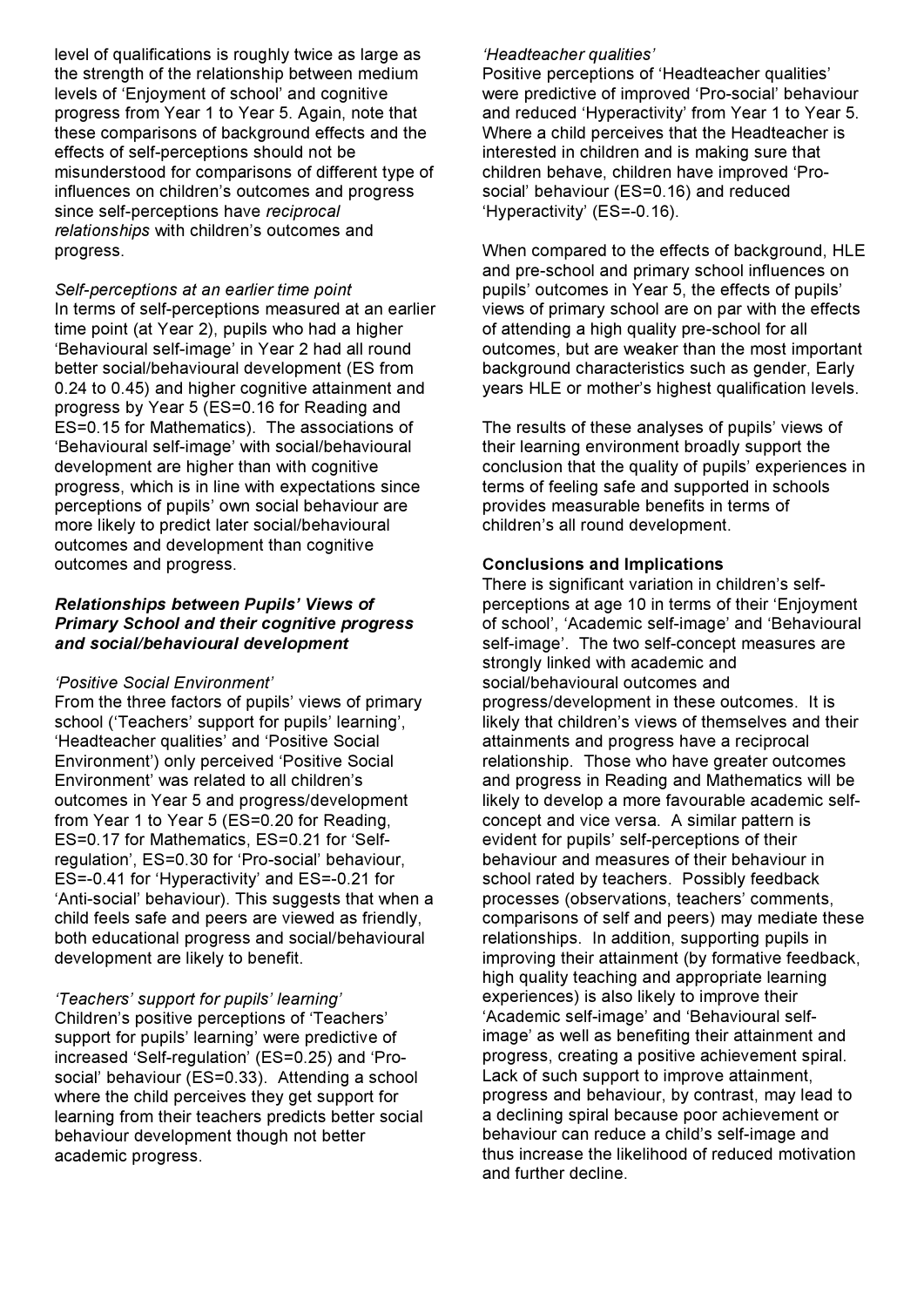level of qualifications is roughly twice as large as the strength of the relationship between medium levels of 'Enjoyment of school' and cognitive progress from Year 1 to Year 5. Again, note that these comparisons of background effects and the effects of self-perceptions should not be misunderstood for comparisons of different type of influences on children's outcomes and progress since self-perceptions have *reciprocal relationships* with children's outcomes and progress.

*Self-perceptions at an earlier time point*
In terms of self-perceptions measured at an earlier time point (at Year 2), pupils who had a higher 'Behavioural self-image' in Year 2 had all round better social/behavioural development (ES from 0.24 to 0.45) and higher cognitive attainment and progress by Year 5 (ES=0.16 for Reading and ES=0.15 for Mathematics). The associations of 'Behavioural self-image' with social/behavioural development are higher than with cognitive progress, which is in line with expectations since perceptions of pupils' own social behaviour are more likely to predict later social/behavioural outcomes and development than cognitive outcomes and progress.

***Relationships between Pupils' Views of Primary School and their cognitive progress and social/behavioural development***

*'Positive Social Environment'*
From the three factors of pupils' views of primary school ('Teachers' support for pupils' learning', 'Headteacher qualities' and 'Positive Social Environment') only perceived 'Positive Social Environment' was related to all children's outcomes in Year 5 and progress/development from Year 1 to Year 5 (ES=0.20 for Reading, ES=0.17 for Mathematics, ES=0.21 for 'Self-regulation', ES=0.30 for 'Pro-social' behaviour, ES=-0.41 for 'Hyperactivity' and ES=-0.21 for 'Anti-social' behaviour). This suggests that when a child feels safe and peers are viewed as friendly, both educational progress and social/behavioural development are likely to benefit.

*'Teachers' support for pupils' learning'*
Children's positive perceptions of 'Teachers' support for pupils' learning' were predictive of increased 'Self-regulation' (ES=0.25) and 'Pro-social' behaviour (ES=0.33). Attending a school where the child perceives they get support for learning from their teachers predicts better social behaviour development though not better academic progress.

*'Headteacher qualities'*
Positive perceptions of 'Headteacher qualities' were predictive of improved 'Pro-social' behaviour and reduced 'Hyperactivity' from Year 1 to Year 5. Where a child perceives that the Headteacher is interested in children and is making sure that children behave, children have improved 'Pro-social' behaviour (ES=0.16) and reduced 'Hyperactivity' (ES=-0.16).

When compared to the effects of background, HLE and pre-school and primary school influences on pupils' outcomes in Year 5, the effects of pupils' views of primary school are on par with the effects of attending a high quality pre-school for all outcomes, but are weaker than the most important background characteristics such as gender, Early years HLE or mother's highest qualification levels.

The results of these analyses of pupils' views of their learning environment broadly support the conclusion that the quality of pupils' experiences in terms of feeling safe and supported in schools provides measurable benefits in terms of children's all round development.

**Conclusions and Implications**
There is significant variation in children's self-perceptions at age 10 in terms of their 'Enjoyment of school', 'Academic self-image' and 'Behavioural self-image'. The two self-concept measures are strongly linked with academic and social/behavioural outcomes and progress/development in these outcomes. It is likely that children's views of themselves and their attainments and progress have a reciprocal relationship. Those who have greater outcomes and progress in Reading and Mathematics will be likely to develop a more favourable academic self-concept and vice versa. A similar pattern is evident for pupils' self-perceptions of their behaviour and measures of their behaviour in school rated by teachers. Possibly feedback processes (observations, teachers' comments, comparisons of self and peers) may mediate these relationships. In addition, supporting pupils in improving their attainment (by formative feedback, high quality teaching and appropriate learning experiences) is also likely to improve their 'Academic self-image' and 'Behavioural self-image' as well as benefiting their attainment and progress, creating a positive achievement spiral. Lack of such support to improve attainment, progress and behaviour, by contrast, may lead to a declining spiral because poor achievement or behaviour can reduce a child's self-image and thus increase the likelihood of reduced motivation and further decline.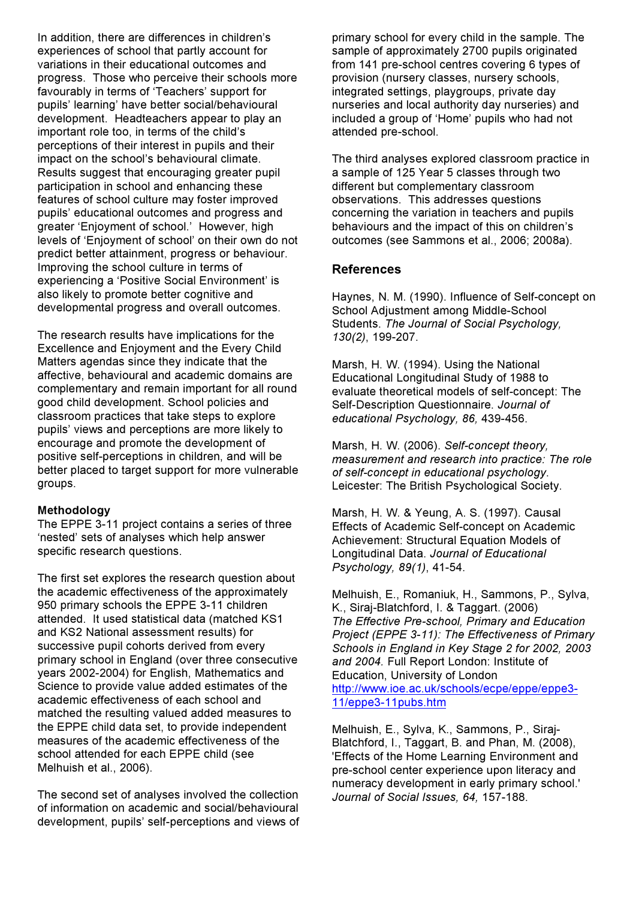In addition, there are differences in children's experiences of school that partly account for variations in their educational outcomes and progress. Those who perceive their schools more favourably in terms of 'Teachers' support for pupils' learning' have better social/behavioural development. Headteachers appear to play an important role too, in terms of the child's perceptions of their interest in pupils and their impact on the school's behavioural climate. Results suggest that encouraging greater pupil participation in school and enhancing these features of school culture may foster improved pupils' educational outcomes and progress and greater 'Enjoyment of school.' However, high levels of 'Enjoyment of school' on their own do not predict better attainment, progress or behaviour. Improving the school culture in terms of experiencing a 'Positive Social Environment' is also likely to promote better cognitive and developmental progress and overall outcomes.

The research results have implications for the Excellence and Enjoyment and the Every Child Matters agendas since they indicate that the affective, behavioural and academic domains are complementary and remain important for all round good child development. School policies and classroom practices that take steps to explore pupils' views and perceptions are more likely to encourage and promote the development of positive self-perceptions in children, and will be better placed to target support for more vulnerable groups.

**Methodology**

The EPPE 3-11 project contains a series of three 'nested' sets of analyses which help answer specific research questions.

The first set explores the research question about the academic effectiveness of the approximately 950 primary schools the EPPE 3-11 children attended. It used statistical data (matched KS1 and KS2 National assessment results) for successive pupil cohorts derived from every primary school in England (over three consecutive years 2002-2004) for English, Mathematics and Science to provide value added estimates of the academic effectiveness of each school and matched the resulting valued added measures to the EPPE child data set, to provide independent measures of the academic effectiveness of the school attended for each EPPE child (see Melhuish et al., 2006).

The second set of analyses involved the collection of information on academic and social/behavioural development, pupils' self-perceptions and views of primary school for every child in the sample. The sample of approximately 2700 pupils originated from 141 pre-school centres covering 6 types of provision (nursery classes, nursery schools, integrated settings, playgroups, private day nurseries and local authority day nurseries) and included a group of 'Home' pupils who had not attended pre-school.

The third analyses explored classroom practice in a sample of 125 Year 5 classes through two different but complementary classroom observations. This addresses questions concerning the variation in teachers and pupils behaviours and the impact of this on children's outcomes (see Sammons et al., 2006; 2008a).

## References

Haynes, N. M. (1990). Influence of Self-concept on School Adjustment among Middle-School Students. *The Journal of Social Psychology, 130(2)*, 199-207.

Marsh, H. W. (1994). Using the National Educational Longitudinal Study of 1988 to evaluate theoretical models of self-concept: The Self-Description Questionnaire. *Journal of educational Psychology, 86,* 439-456.

Marsh, H. W. (2006). *Self-concept theory, measurement and research into practice: The role of self-concept in educational psychology*. Leicester: The British Psychological Society.

Marsh, H. W. & Yeung, A. S. (1997). Causal Effects of Academic Self-concept on Academic Achievement: Structural Equation Models of Longitudinal Data. *Journal of Educational Psychology, 89(1)*, 41-54.

Melhuish, E., Romaniuk, H., Sammons, P., Sylva, K., Siraj-Blatchford, I. & Taggart. (2006) *The Effective Pre-school, Primary and Education Project (EPPE 3-11): The Effectiveness of Primary Schools in England in Key Stage 2 for 2002, 2003 and 2004.* Full Report London: Institute of Education, University of London http://www.ioe.ac.uk/schools/ecpe/eppe/eppe3-11/eppe3-11pubs.htm

Melhuish, E., Sylva, K., Sammons, P., Siraj-Blatchford, I., Taggart, B. and Phan, M. (2008), 'Effects of the Home Learning Environment and pre-school center experience upon literacy and numeracy development in early primary school.' *Journal of Social Issues, 64,* 157-188.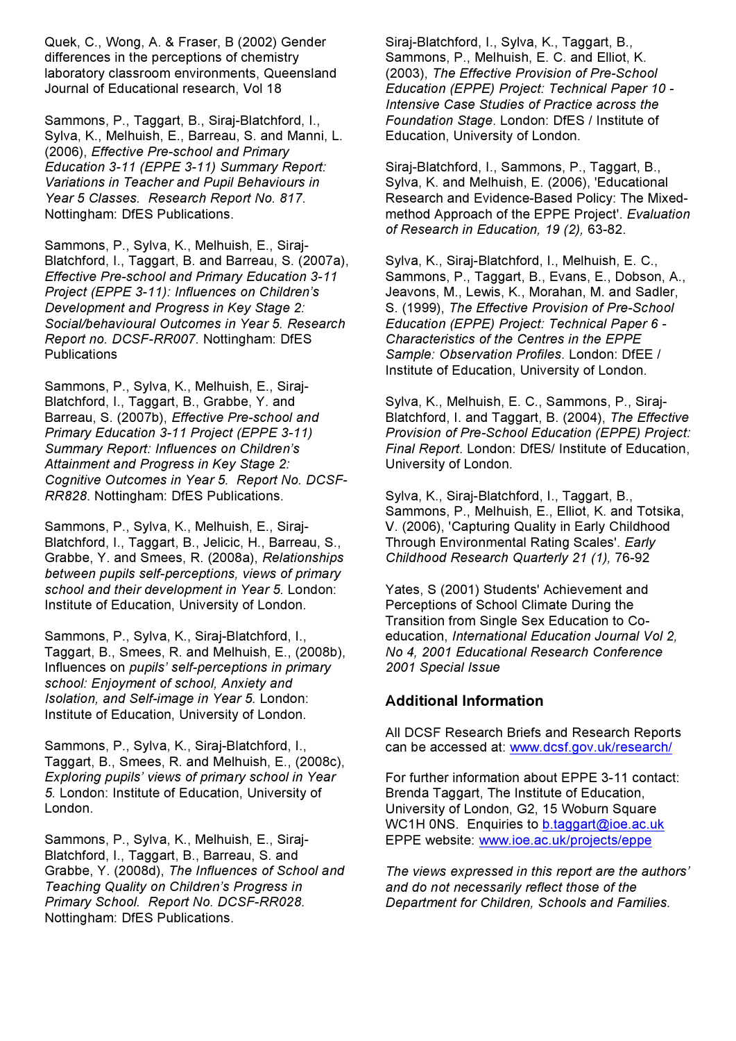Quek, C., Wong, A. & Fraser, B (2002) Gender differences in the perceptions of chemistry laboratory classroom environments, Queensland Journal of Educational research, Vol 18

Sammons, P., Taggart, B., Siraj-Blatchford, I., Sylva, K., Melhuish, E., Barreau, S. and Manni, L. (2006), *Effective Pre-school and Primary Education 3-11 (EPPE 3-11) Summary Report: Variations in Teacher and Pupil Behaviours in Year 5 Classes. Research Report No. 817*. Nottingham: DfES Publications.

Sammons, P., Sylva, K., Melhuish, E., Siraj-Blatchford, I., Taggart, B. and Barreau, S. (2007a), *Effective Pre-school and Primary Education 3-11 Project (EPPE 3-11): Influences on Children's Development and Progress in Key Stage 2: Social/behavioural Outcomes in Year 5. Research Report no. DCSF-RR007*. Nottingham: DfES Publications

Sammons, P., Sylva, K., Melhuish, E., Siraj-Blatchford, I., Taggart, B., Grabbe, Y. and Barreau, S. (2007b), *Effective Pre-school and Primary Education 3-11 Project (EPPE 3-11) Summary Report: Influences on Children's Attainment and Progress in Key Stage 2: Cognitive Outcomes in Year 5. Report No. DCSF-RR828*. Nottingham: DfES Publications.

Sammons, P., Sylva, K., Melhuish, E., Siraj-Blatchford, I., Taggart, B., Jelicic, H., Barreau, S., Grabbe, Y. and Smees, R. (2008a), *Relationships between pupils self-perceptions, views of primary school and their development in Year 5.* London: Institute of Education, University of London.

Sammons, P., Sylva, K., Siraj-Blatchford, I., Taggart, B., Smees, R. and Melhuish, E., (2008b), Influences on *pupils' self-perceptions in primary school: Enjoyment of school, Anxiety and Isolation, and Self-image in Year 5.* London: Institute of Education, University of London.

Sammons, P., Sylva, K., Siraj-Blatchford, I., Taggart, B., Smees, R. and Melhuish, E., (2008c), *Exploring pupils' views of primary school in Year 5.* London: Institute of Education, University of London.

Sammons, P., Sylva, K., Melhuish, E., Siraj-Blatchford, I., Taggart, B., Barreau, S. and Grabbe, Y. (2008d), *The Influences of School and Teaching Quality on Children's Progress in Primary School. Report No. DCSF-RR028*. Nottingham: DfES Publications.

Siraj-Blatchford, I., Sylva, K., Taggart, B., Sammons, P., Melhuish, E. C. and Elliot, K. (2003), *The Effective Provision of Pre-School Education (EPPE) Project: Technical Paper 10 - Intensive Case Studies of Practice across the Foundation Stage*. London: DfES / Institute of Education, University of London.

Siraj-Blatchford, I., Sammons, P., Taggart, B., Sylva, K. and Melhuish, E. (2006), 'Educational Research and Evidence-Based Policy: The Mixed-method Approach of the EPPE Project'. *Evaluation of Research in Education, 19 (2),* 63-82.

Sylva, K., Siraj-Blatchford, I., Melhuish, E. C., Sammons, P., Taggart, B., Evans, E., Dobson, A., Jeavons, M., Lewis, K., Morahan, M. and Sadler, S. (1999), *The Effective Provision of Pre-School Education (EPPE) Project: Technical Paper 6 - Characteristics of the Centres in the EPPE Sample: Observation Profiles*. London: DfEE / Institute of Education, University of London.

Sylva, K., Melhuish, E. C., Sammons, P., Siraj-Blatchford, I. and Taggart, B. (2004), *The Effective Provision of Pre-School Education (EPPE) Project: Final Report*. London: DfES/ Institute of Education, University of London.

Sylva, K., Siraj-Blatchford, I., Taggart, B., Sammons, P., Melhuish, E., Elliot, K. and Totsika, V. (2006), 'Capturing Quality in Early Childhood Through Environmental Rating Scales'. *Early Childhood Research Quarterly 21 (1),* 76-92

Yates, S (2001) Students' Achievement and Perceptions of School Climate During the Transition from Single Sex Education to Co-education, *International Education Journal Vol 2, No 4, 2001 Educational Research Conference 2001 Special Issue*

### Additional Information

All DCSF Research Briefs and Research Reports can be accessed at: www.dcsf.gov.uk/research/

For further information about EPPE 3-11 contact: Brenda Taggart, The Institute of Education, University of London, G2, 15 Woburn Square WC1H 0NS. Enquiries to b.taggart@ioe.ac.uk
EPPE website: www.ioe.ac.uk/projects/eppe

*The views expressed in this report are the authors' and do not necessarily reflect those of the Department for Children, Schools and Families.*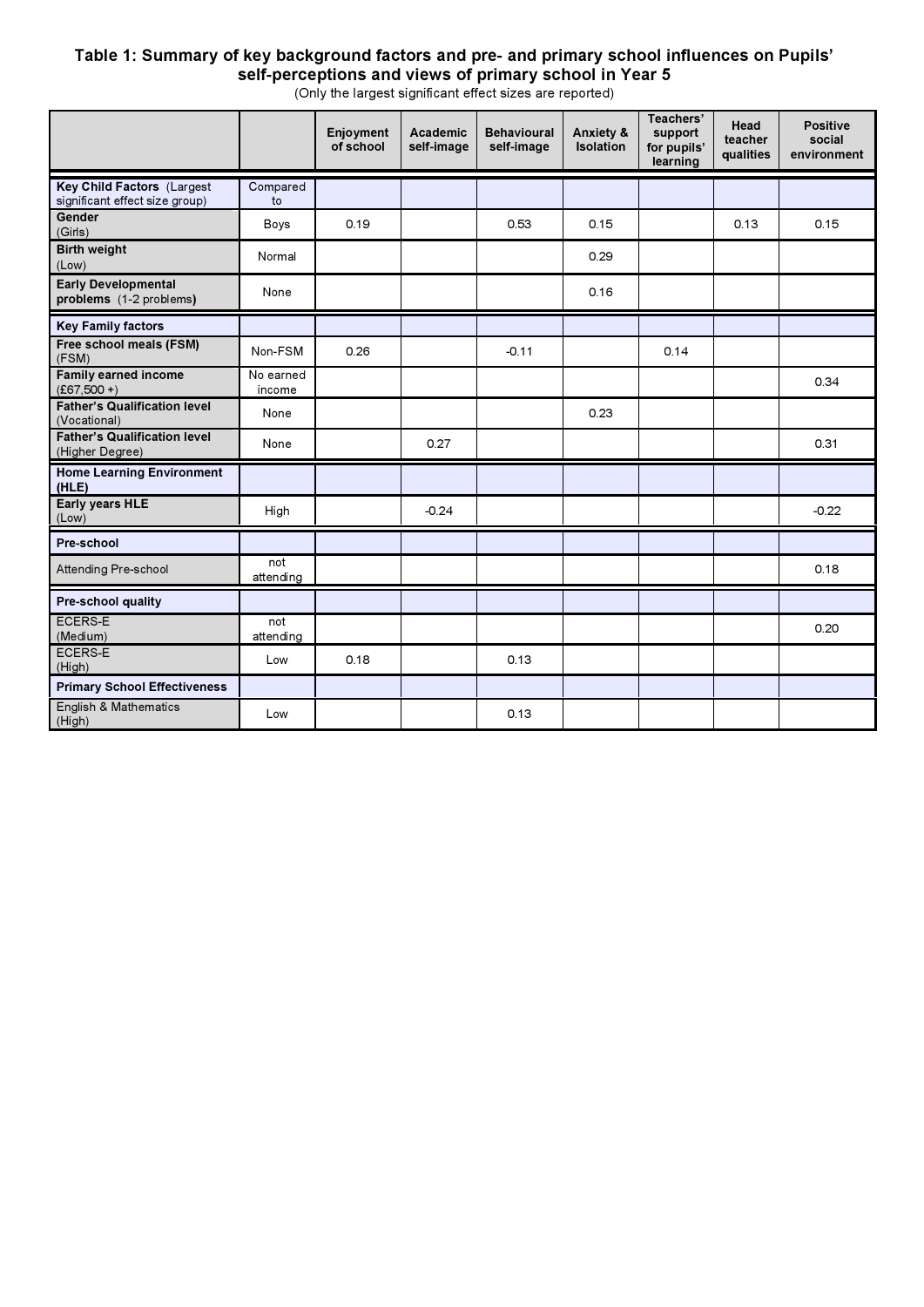**Table 1: Summary of key background factors and pre- and primary school influences on Pupils' self-perceptions and views of primary school in Year 5**

(Only the largest significant effect sizes are reported)

| | | Enjoyment of school | Academic self-image | Behavioural self-image | Anxiety & Isolation | Teachers' support for pupils' learning | Head teacher qualities | Positive social environment |
|---|---|---|---|---|---|---|---|---|
| **Key Child Factors** (Largest significant effect size group) | Compared to | | | | | | | |
| **Gender** (Girls) | Boys | 0.19 | | 0.53 | 0.15 | | 0.13 | 0.15 |
| **Birth weight** (Low) | Normal | | | | 0.29 | | | |
| **Early Developmental problems** (1-2 problems) | None | | | | 0.16 | | | |
| **Key Family factors** | | | | | | | | |
| **Free school meals (FSM)** (FSM) | Non-FSM | 0.26 | | -0.11 | | 0.14 | | |
| **Family earned income** (£67,500 +) | No earned income | | | | | | | 0.34 |
| **Father's Qualification level** (Vocational) | None | | | | 0.23 | | | |
| **Father's Qualification level** (Higher Degree) | None | | 0.27 | | | | | 0.31 |
| **Home Learning Environment (HLE)** | | | | | | | | |
| **Early years HLE** (Low) | High | | -0.24 | | | | | -0.22 |
| **Pre-school** | | | | | | | | |
| Attending Pre-school | not attending | | | | | | | 0.18 |
| **Pre-school quality** | | | | | | | | |
| ECERS-E (Medium) | not attending | | | | | | | 0.20 |
| ECERS-E (High) | Low | 0.18 | | 0.13 | | | | |
| **Primary School Effectiveness** | | | | | | | | |
| English & Mathematics (High) | Low | | | 0.13 | | | | |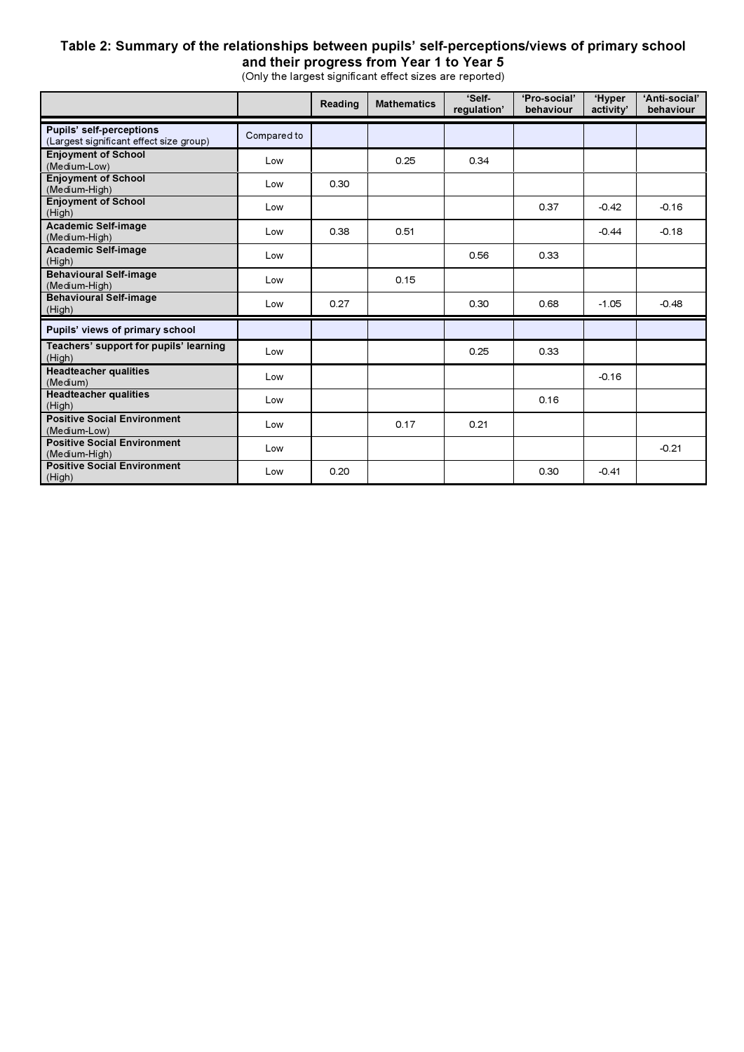## Table 2: Summary of the relationships between pupils' self-perceptions/views of primary school and their progress from Year 1 to Year 5

(Only the largest significant effect sizes are reported)

| | | Reading | Mathematics | 'Self-regulation' | 'Pro-social' behaviour | 'Hyper activity' | 'Anti-social' behaviour |
|---|---|---|---|---|---|---|---|
| **Pupils' self-perceptions** (Largest significant effect size group) | Compared to | | | | | | |
| **Enjoyment of School** (Medium-Low) | Low | | 0.25 | 0.34 | | | |
| **Enjoyment of School** (Medium-High) | Low | 0.30 | | | | | |
| **Enjoyment of School** (High) | Low | | | | 0.37 | -0.42 | -0.16 |
| **Academic Self-image** (Medium-High) | Low | 0.38 | 0.51 | | | -0.44 | -0.18 |
| **Academic Self-image** (High) | Low | | | 0.56 | 0.33 | | |
| **Behavioural Self-image** (Medium-High) | Low | | 0.15 | | | | |
| **Behavioural Self-image** (High) | Low | 0.27 | | 0.30 | 0.68 | -1.05 | -0.48 |
| **Pupils' views of primary school** | | | | | | | |
| **Teachers' support for pupils' learning** (High) | Low | | | 0.25 | 0.33 | | |
| **Headteacher qualities** (Medium) | Low | | | | | -0.16 | |
| **Headteacher qualities** (High) | Low | | | | 0.16 | | |
| **Positive Social Environment** (Medium-Low) | Low | | 0.17 | 0.21 | | | |
| **Positive Social Environment** (Medium-High) | Low | | | | | | -0.21 |
| **Positive Social Environment** (High) | Low | 0.20 | | | 0.30 | -0.41 | |